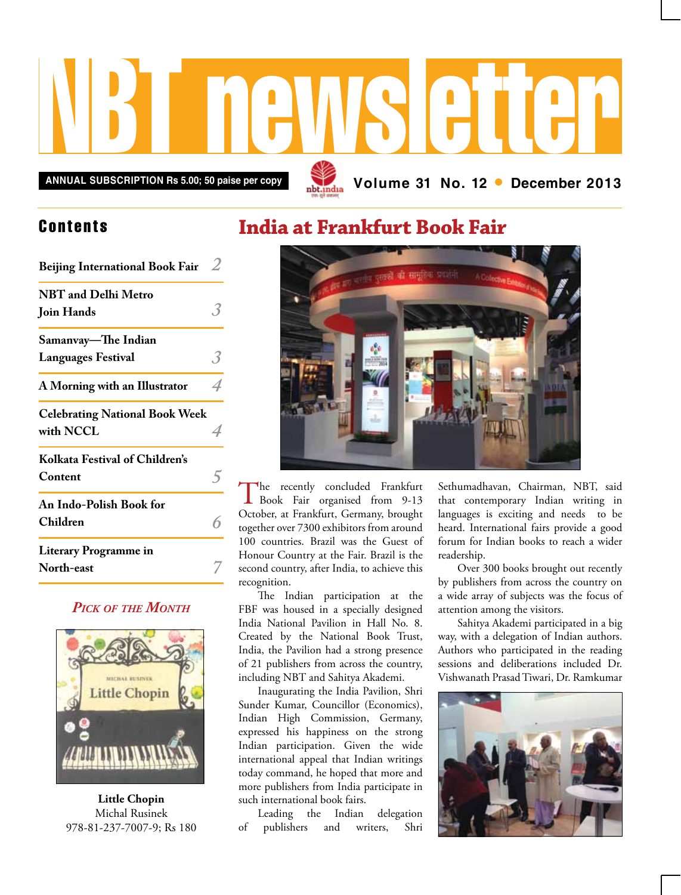# NBT newsletter

ANNUAL SUBSCRIPTION Rs 5.00; 50 paise per copy

Volume 31 No. 12 • December 2013

## Contents

| | |
|---|---|
| Beijing International Book Fair | 2 |
| NBT and Delhi Metro Join Hands | 3 |
| Samanvay—The Indian Languages Festival | 3 |
| A Morning with an Illustrator | 4 |
| Celebrating National Book Week with NCCL | 4 |
| Kolkata Festival of Children's Content | 5 |
| An Indo-Polish Book for Children | 6 |
| Literary Programme in North-east | 7 |

*Pick of the Month*

**Little Chopin**
Michal Rusinek
978-81-237-7007-9; Rs 180

# India at Frankfurt Book Fair

The recently concluded Frankfurt Book Fair organised from 9-13 October, at Frankfurt, Germany, brought together over 7300 exhibitors from around 100 countries. Brazil was the Guest of Honour Country at the Fair. Brazil is the second country, after India, to achieve this recognition.

The Indian participation at the FBF was housed in a specially designed India National Pavilion in Hall No. 8. Created by the National Book Trust, India, the Pavilion had a strong presence of 21 publishers from across the country, including NBT and Sahitya Akademi.

Inaugurating the India Pavilion, Shri Sunder Kumar, Councillor (Economics), Indian High Commission, Germany, expressed his happiness on the strong Indian participation. Given the wide international appeal that Indian writings today command, he hoped that more and more publishers from India participate in such international book fairs.

Leading the Indian delegation of publishers and writers, Shri Sethumadhavan, Chairman, NBT, said that contemporary Indian writing in languages is exciting and needs to be heard. International fairs provide a good forum for Indian books to reach a wider readership.

Over 300 books brought out recently by publishers from across the country on a wide array of subjects was the focus of attention among the visitors.

Sahitya Akademi participated in a big way, with a delegation of Indian authors. Authors who participated in the reading sessions and deliberations included Dr. Vishwanath Prasad Tiwari, Dr. Ramkumar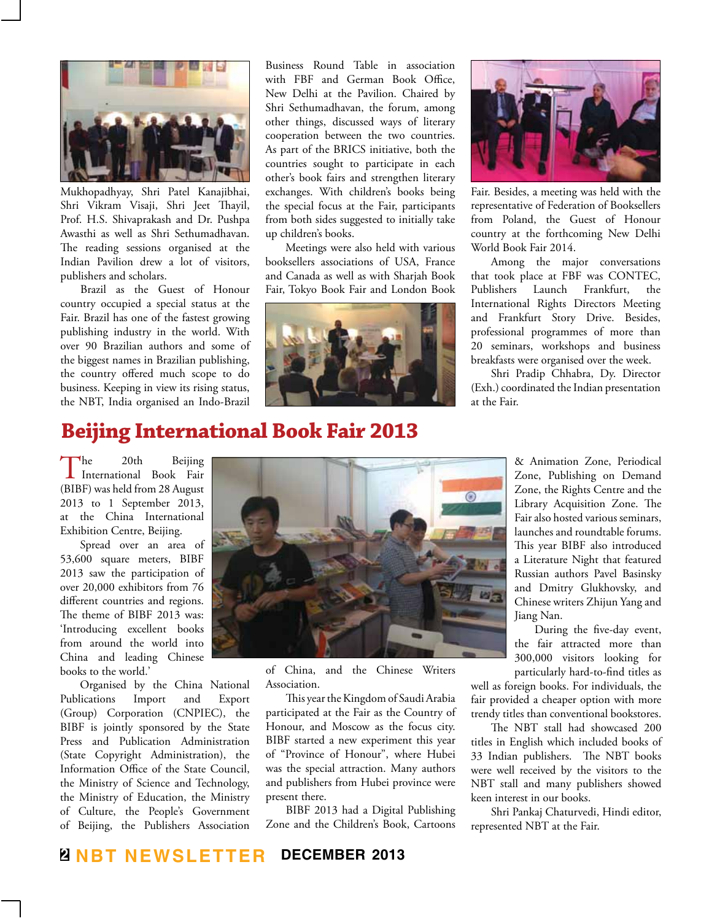Mukhopadhyay, Shri Patel Kanajibhai, Shri Vikram Visaji, Shri Jeet Thayil, Prof. H.S. Shivaprakash and Dr. Pushpa Awasthi as well as Shri Sethumadhavan. The reading sessions organised at the Indian Pavilion drew a lot of visitors, publishers and scholars.

Brazil as the Guest of Honour country occupied a special status at the Fair. Brazil has one of the fastest growing publishing industry in the world. With over 90 Brazilian authors and some of the biggest names in Brazilian publishing, the country offered much scope to do business. Keeping in view its rising status, the NBT, India organised an Indo-Brazil Business Round Table in association with FBF and German Book Office, New Delhi at the Pavilion. Chaired by Shri Sethumadhavan, the forum, among other things, discussed ways of literary cooperation between the two countries. As part of the BRICS initiative, both the countries sought to participate in each other's book fairs and strengthen literary exchanges. With children's books being the special focus at the Fair, participants from both sides suggested to initially take up children's books.

Meetings were also held with various booksellers associations of USA, France and Canada as well as with Sharjah Book Fair, Tokyo Book Fair and London Book Fair. Besides, a meeting was held with the representative of Federation of Booksellers from Poland, the Guest of Honour country at the forthcoming New Delhi World Book Fair 2014.

Among the major conversations that took place at FBF was CONTEC, Publishers Launch Frankfurt, the International Rights Directors Meeting and Frankfurt Story Drive. Besides, professional programmes of more than 20 seminars, workshops and business breakfasts were organised over the week.

Shri Pradip Chhabra, Dy. Director (Exh.) coordinated the Indian presentation at the Fair.

## Beijing International Book Fair 2013

The 20th Beijing International Book Fair (BIBF) was held from 28 August 2013 to 1 September 2013, at the China International Exhibition Centre, Beijing.

Spread over an area of 53,600 square meters, BIBF 2013 saw the participation of over 20,000 exhibitors from 76 different countries and regions. The theme of BIBF 2013 was: 'Introducing excellent books from around the world into China and leading Chinese books to the world.'

Organised by the China National Publications Import and Export (Group) Corporation (CNPIEC), the BIBF is jointly sponsored by the State Press and Publication Administration (State Copyright Administration), the Information Office of the State Council, the Ministry of Science and Technology, the Ministry of Education, the Ministry of Culture, the People's Government of Beijing, the Publishers Association of China, and the Chinese Writers Association.

This year the Kingdom of Saudi Arabia participated at the Fair as the Country of Honour, and Moscow as the focus city. BIBF started a new experiment this year of "Province of Honour", where Hubei was the special attraction. Many authors and publishers from Hubei province were present there.

BIBF 2013 had a Digital Publishing Zone and the Children's Book, Cartoons & Animation Zone, Periodical Zone, Publishing on Demand Zone, the Rights Centre and the Library Acquisition Zone. The Fair also hosted various seminars, launches and roundtable forums. This year BIBF also introduced a Literature Night that featured Russian authors Pavel Basinsky and Dmitry Glukhovsky, and Chinese writers Zhijun Yang and Jiang Nan.

During the five-day event, the fair attracted more than 300,000 visitors looking for particularly hard-to-find titles as well as foreign books. For individuals, the fair provided a cheaper option with more trendy titles than conventional bookstores.

The NBT stall had showcased 200 titles in English which included books of 33 Indian publishers. The NBT books were well received by the visitors to the NBT stall and many publishers showed keen interest in our books.

Shri Pankaj Chaturvedi, Hindi editor, represented NBT at the Fair.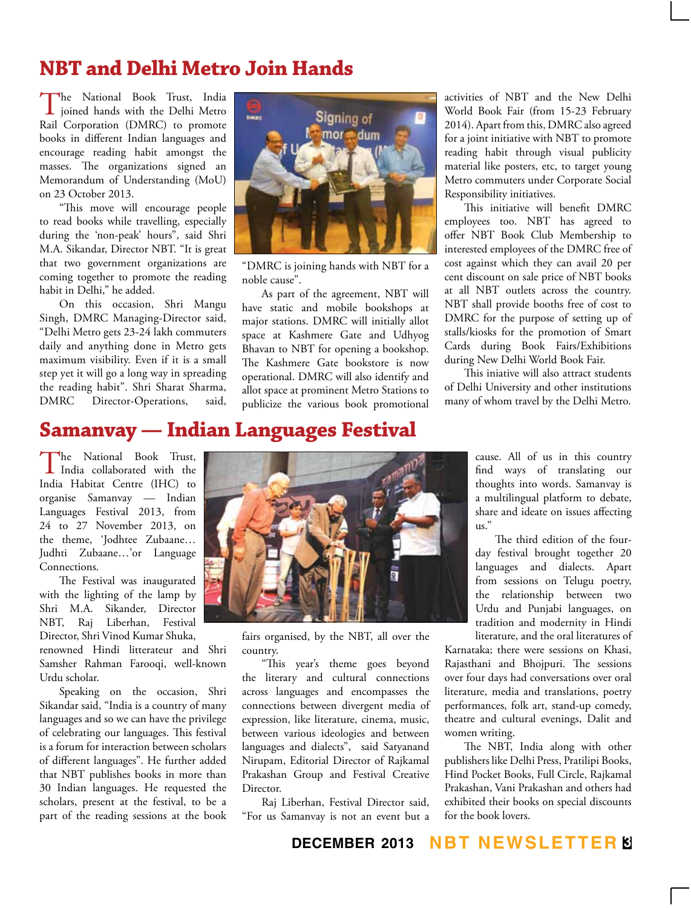## NBT and Delhi Metro Join Hands

The National Book Trust, India joined hands with the Delhi Metro Rail Corporation (DMRC) to promote books in different Indian languages and encourage reading habit amongst the masses. The organizations signed an Memorandum of Understanding (MoU) on 23 October 2013.

"This move will encourage people to read books while travelling, especially during the 'non-peak' hours", said Shri M.A. Sikandar, Director NBT. "It is great that two government organizations are coming together to promote the reading habit in Delhi," he added.

On this occasion, Shri Mangu Singh, DMRC Managing-Director said, "Delhi Metro gets 23-24 lakh commuters daily and anything done in Metro gets maximum visibility. Even if it is a small step yet it will go a long way in spreading the reading habit". Shri Sharat Sharma, DMRC Director-Operations, said, "DMRC is joining hands with NBT for a noble cause".

As part of the agreement, NBT will have static and mobile bookshops at major stations. DMRC will initially allot space at Kashmere Gate and Udhyog Bhavan to NBT for opening a bookshop. The Kashmere Gate bookstore is now operational. DMRC will also identify and allot space at prominent Metro Stations to publicize the various book promotional activities of NBT and the New Delhi World Book Fair (from 15-23 February 2014). Apart from this, DMRC also agreed for a joint initiative with NBT to promote reading habit through visual publicity material like posters, etc, to target young Metro commuters under Corporate Social Responsibility initiatives.

This initiative will benefit DMRC employees too. NBT has agreed to offer NBT Book Club Membership to interested employees of the DMRC free of cost against which they can avail 20 per cent discount on sale price of NBT books at all NBT outlets across the country. NBT shall provide booths free of cost to DMRC for the purpose of setting up of stalls/kiosks for the promotion of Smart Cards during Book Fairs/Exhibitions during New Delhi World Book Fair.

This iniative will also attract students of Delhi University and other institutions many of whom travel by the Delhi Metro.

## Samanvay — Indian Languages Festival

The National Book Trust, India collaborated with the India Habitat Centre (IHC) to organise Samanvay — Indian Languages Festival 2013, from 24 to 27 November 2013, on the theme, 'Jodhtee Zubaane… Judhti Zubaane…'or Language Connections.

The Festival was inaugurated with the lighting of the lamp by Shri M.A. Sikander, Director NBT, Raj Liberhan, Festival Director, Shri Vinod Kumar Shuka, renowned Hindi litterateur and Shri Samsher Rahman Farooqi, well-known Urdu scholar.

Speaking on the occasion, Shri Sikandar said, "India is a country of many languages and so we can have the privilege of celebrating our languages. This festival is a forum for interaction between scholars of different languages". He further added that NBT publishes books in more than 30 Indian languages. He requested the scholars, present at the festival, to be a part of the reading sessions at the book fairs organised, by the NBT, all over the country.

"This year's theme goes beyond the literary and cultural connections across languages and encompasses the connections between divergent media of expression, like literature, cinema, music, between various ideologies and between languages and dialects", said Satyanand Nirupam, Editorial Director of Rajkamal Prakashan Group and Festival Creative Director.

Raj Liberhan, Festival Director said, "For us Samanvay is not an event but a cause. All of us in this country find ways of translating our thoughts into words. Samanvay is a multilingual platform to debate, share and ideate on issues affecting us."

The third edition of the four-day festival brought together 20 languages and dialects. Apart from sessions on Telugu poetry, the relationship between two Urdu and Punjabi languages, on tradition and modernity in Hindi literature, and the oral literatures of Karnataka; there were sessions on Khasi, Rajasthani and Bhojpuri. The sessions over four days had conversations over oral literature, media and translations, poetry performances, folk art, stand-up comedy, theatre and cultural evenings, Dalit and women writing.

The NBT, India along with other publishers like Delhi Press, Pratilipi Books, Hind Pocket Books, Full Circle, Rajkamal Prakashan, Vani Prakashan and others had exhibited their books on special discounts for the book lovers.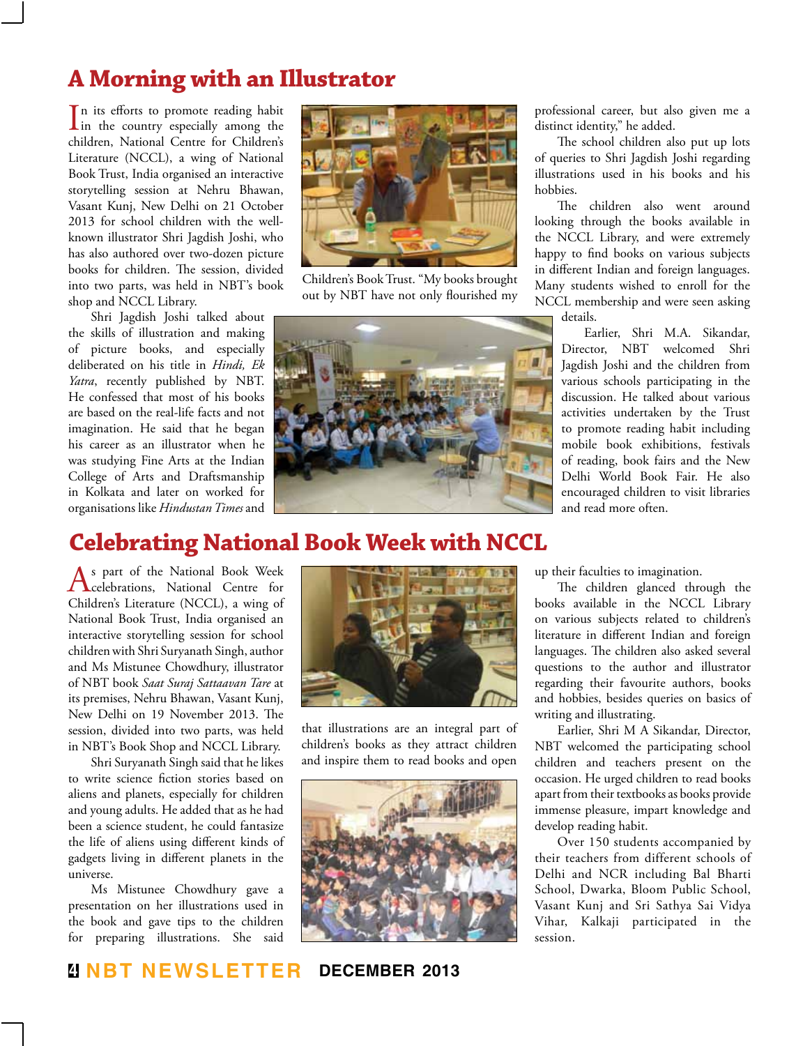## A Morning with an Illustrator

In its efforts to promote reading habit in the country especially among the children, National Centre for Children's Literature (NCCL), a wing of National Book Trust, India organised an interactive storytelling session at Nehru Bhawan, Vasant Kunj, New Delhi on 21 October 2013 for school children with the well-known illustrator Shri Jagdish Joshi, who has also authored over two-dozen picture books for children. The session, divided into two parts, was held in NBT's book shop and NCCL Library.

Shri Jagdish Joshi talked about the skills of illustration and making of picture books, and especially deliberated on his title in *Hindi, Ek Yatra*, recently published by NBT. He confessed that most of his books are based on the real-life facts and not imagination. He said that he began his career as an illustrator when he was studying Fine Arts at the Indian College of Arts and Draftsmanship in Kolkata and later on worked for organisations like *Hindustan Times* and Children's Book Trust. "My books brought out by NBT have not only flourished my professional career, but also given me a distinct identity," he added.

The school children also put up lots of queries to Shri Jagdish Joshi regarding illustrations used in his books and his hobbies.

The children also went around looking through the books available in the NCCL Library, and were extremely happy to find books on various subjects in different Indian and foreign languages. Many students wished to enroll for the NCCL membership and were seen asking details.

Earlier, Shri M.A. Sikandar, Director, NBT welcomed Shri Jagdish Joshi and the children from various schools participating in the discussion. He talked about various activities undertaken by the Trust to promote reading habit including mobile book exhibitions, festivals of reading, book fairs and the New Delhi World Book Fair. He also encouraged children to visit libraries and read more often.

## Celebrating National Book Week with NCCL

As part of the National Book Week celebrations, National Centre for Children's Literature (NCCL), a wing of National Book Trust, India organised an interactive storytelling session for school children with Shri Suryanath Singh, author and Ms Mistunee Chowdhury, illustrator of NBT book *Saat Suraj Sattaavan Tare* at its premises, Nehru Bhawan, Vasant Kunj, New Delhi on 19 November 2013. The session, divided into two parts, was held in NBT's Book Shop and NCCL Library.

Shri Suryanath Singh said that he likes to write science fiction stories based on aliens and planets, especially for children and young adults. He added that as he had been a science student, he could fantasize the life of aliens using different kinds of gadgets living in different planets in the universe.

Ms Mistunee Chowdhury gave a presentation on her illustrations used in the book and gave tips to the children for preparing illustrations. She said that illustrations are an integral part of children's books as they attract children and inspire them to read books and open up their faculties to imagination.

The children glanced through the books available in the NCCL Library on various subjects related to children's literature in different Indian and foreign languages. The children also asked several questions to the author and illustrator regarding their favourite authors, books and hobbies, besides queries on basics of writing and illustrating.

Earlier, Shri M A Sikandar, Director, NBT welcomed the participating school children and teachers present on the occasion. He urged children to read books apart from their textbooks as books provide immense pleasure, impart knowledge and develop reading habit.

Over 150 students accompanied by their teachers from different schools of Delhi and NCR including Bal Bharti School, Dwarka, Bloom Public School, Vasant Kunj and Sri Sathya Sai Vidya Vihar, Kalkaji participated in the session.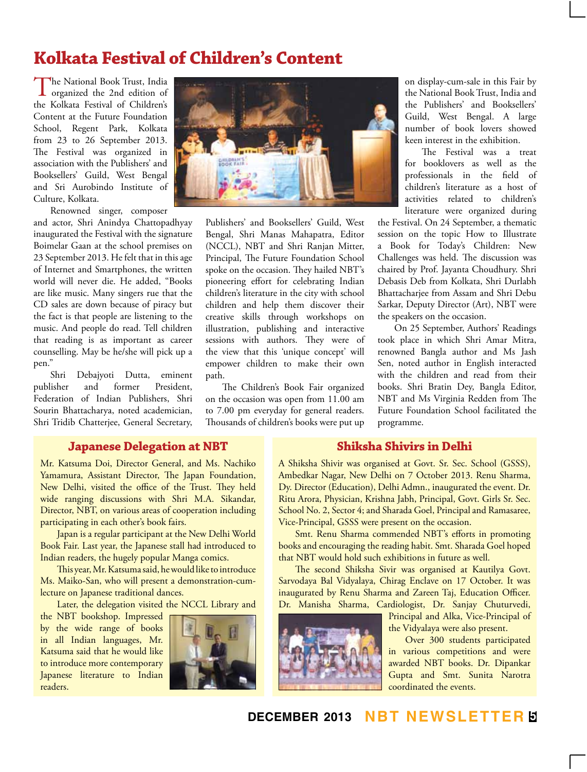# Kolkata Festival of Children's Content

The National Book Trust, India organized the 2nd edition of the Kolkata Festival of Children's Content at the Future Foundation School, Regent Park, Kolkata from 23 to 26 September 2013. The Festival was organized in association with the Publishers' and Booksellers' Guild, West Bengal and Sri Aurobindo Institute of Culture, Kolkata.

Renowned singer, composer and actor, Shri Anindya Chattopadhyay inaugurated the Festival with the signature Boimelar Gaan at the school premises on 23 September 2013. He felt that in this age of Internet and Smartphones, the written world will never die. He added, "Books are like music. Many singers rue that the CD sales are down because of piracy but the fact is that people are listening to the music. And people do read. Tell children that reading is as important as career counselling. May be he/she will pick up a pen."

Shri Debajyoti Dutta, eminent publisher and former President, Federation of Indian Publishers, Shri Sourin Bhattacharya, noted academician, Shri Tridib Chatterjee, General Secretary, Publishers' and Booksellers' Guild, West Bengal, Shri Manas Mahapatra, Editor (NCCL), NBT and Shri Ranjan Mitter, Principal, The Future Foundation School spoke on the occasion. They hailed NBT's pioneering effort for celebrating Indian children's literature in the city with school children and help them discover their creative skills through workshops on illustration, publishing and interactive sessions with authors. They were of the view that this 'unique concept' will empower children to make their own path.

The Children's Book Fair organized on the occasion was open from 11.00 am to 7.00 pm everyday for general readers. Thousands of children's books were put up on display-cum-sale in this Fair by the National Book Trust, India and the Publishers' and Booksellers' Guild, West Bengal. A large number of book lovers showed keen interest in the exhibition.

The Festival was a treat for booklovers as well as the professionals in the field of children's literature as a host of activities related to children's literature were organized during the Festival. On 24 September, a thematic session on the topic How to Illustrate a Book for Today's Children: New Challenges was held. The discussion was chaired by Prof. Jayanta Choudhury. Shri Debasis Deb from Kolkata, Shri Durlabh Bhattacharjee from Assam and Shri Debu Sarkar, Deputy Director (Art), NBT were the speakers on the occasion.

On 25 September, Authors' Readings took place in which Shri Amar Mitra, renowned Bangla author and Ms Jash Sen, noted author in English interacted with the children and read from their books. Shri Bratin Dey, Bangla Editor, NBT and Ms Virginia Redden from The Future Foundation School facilitated the programme.

## Japanese Delegation at NBT

Mr. Katsuma Doi, Director General, and Ms. Nachiko Yamamura, Assistant Director, The Japan Foundation, New Delhi, visited the office of the Trust. They held wide ranging discussions with Shri M.A. Sikandar, Director, NBT, on various areas of cooperation including participating in each other's book fairs.

Japan is a regular participant at the New Delhi World Book Fair. Last year, the Japanese stall had introduced to Indian readers, the hugely popular Manga comics.

This year, Mr. Katsuma said, he would like to introduce Ms. Maiko-San, who will present a demonstration-cum-lecture on Japanese traditional dances.

Later, the delegation visited the NCCL Library and the NBT bookshop. Impressed by the wide range of books in all Indian languages, Mr. Katsuma said that he would like to introduce more contemporary Japanese literature to Indian readers.

## Shiksha Shivirs in Delhi

A Shiksha Shivir was organised at Govt. Sr. Sec. School (GSSS), Ambedkar Nagar, New Delhi on 7 October 2013. Renu Sharma, Dy. Director (Education), Delhi Admn., inaugurated the event. Dr. Ritu Arora, Physician, Krishna Jabh, Principal, Govt. Girls Sr. Sec. School No. 2, Sector 4; and Sharada Goel, Principal and Ramasaree, Vice-Principal, GSSS were present on the occasion.

Smt. Renu Sharma commended NBT's efforts in promoting books and encouraging the reading habit. Smt. Sharada Goel hoped that NBT would hold such exhibitions in future as well.

The second Shiksha Sivir was organised at Kautilya Govt. Sarvodaya Bal Vidyalaya, Chirag Enclave on 17 October. It was inaugurated by Renu Sharma and Zareen Taj, Education Officer. Dr. Manisha Sharma, Cardiologist, Dr. Sanjay Chuturvedi, Principal and Alka, Vice-Principal of the Vidyalaya were also present.

Over 300 students participated in various competitions and were awarded NBT books. Dr. Dipankar Gupta and Smt. Sunita Narotra coordinated the events.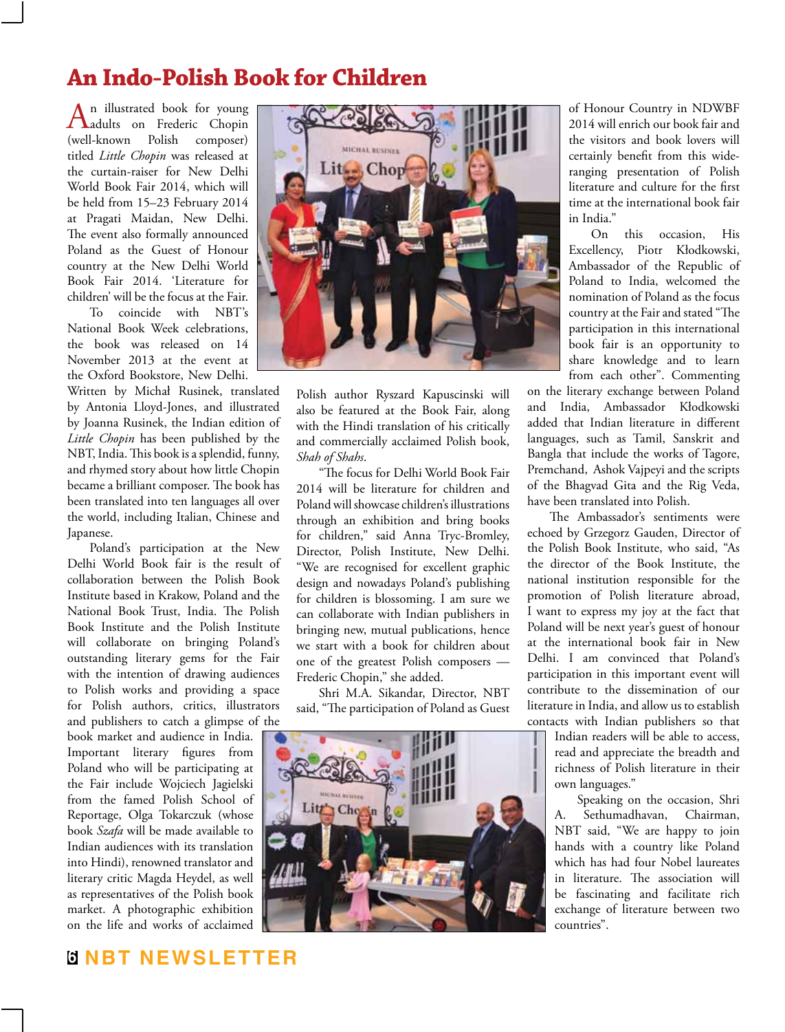# An Indo-Polish Book for Children

An illustrated book for young adults on Frederic Chopin (well-known Polish composer) titled *Little Chopin* was released at the curtain-raiser for New Delhi World Book Fair 2014, which will be held from 15–23 February 2014 at Pragati Maidan, New Delhi. The event also formally announced Poland as the Guest of Honour country at the New Delhi World Book Fair 2014. 'Literature for children' will be the focus at the Fair.

To coincide with NBT's National Book Week celebrations, the book was released on 14 November 2013 at the event at the Oxford Bookstore, New Delhi. Written by Michał Rusinek, translated by Antonia Lloyd-Jones, and illustrated by Joanna Rusinek, the Indian edition of *Little Chopin* has been published by the NBT, India. This book is a splendid, funny, and rhymed story about how little Chopin became a brilliant composer. The book has been translated into ten languages all over the world, including Italian, Chinese and Japanese.

Poland's participation at the New Delhi World Book fair is the result of collaboration between the Polish Book Institute based in Krakow, Poland and the National Book Trust, India. The Polish Book Institute and the Polish Institute will collaborate on bringing Poland's outstanding literary gems for the Fair with the intention of drawing audiences to Polish works and providing a space for Polish authors, critics, illustrators and publishers to catch a glimpse of the book market and audience in India. Important literary figures from Poland who will be participating at the Fair include Wojciech Jagielski from the famed Polish School of Reportage, Olga Tokarczuk (whose book *Szafa* will be made available to Indian audiences with its translation into Hindi), renowned translator and literary critic Magda Heydel, as well as representatives of the Polish book market. A photographic exhibition on the life and works of acclaimed Polish author Ryszard Kapuscinski will also be featured at the Book Fair, along with the Hindi translation of his critically and commercially acclaimed Polish book, *Shah of Shahs*.

"The focus for Delhi World Book Fair 2014 will be literature for children and Poland will showcase children's illustrations through an exhibition and bring books for children," said Anna Tryc-Bromley, Director, Polish Institute, New Delhi. "We are recognised for excellent graphic design and nowadays Poland's publishing for children is blossoming. I am sure we can collaborate with Indian publishers in bringing new, mutual publications, hence we start with a book for children about one of the greatest Polish composers — Frederic Chopin," she added.

Shri M.A. Sikandar, Director, NBT said, "The participation of Poland as Guest of Honour Country in NDWBF 2014 will enrich our book fair and the visitors and book lovers will certainly benefit from this wide-ranging presentation of Polish literature and culture for the first time at the international book fair in India."

On this occasion, His Excellency, Piotr Kłodkowski, Ambassador of the Republic of Poland to India, welcomed the nomination of Poland as the focus country at the Fair and stated "The participation in this international book fair is an opportunity to share knowledge and to learn from each other". Commenting on the literary exchange between Poland and India, Ambassador Kłodkowski added that Indian literature in different languages, such as Tamil, Sanskrit and Bangla that include the works of Tagore, Premchand, Ashok Vajpeyi and the scripts of the Bhagvad Gita and the Rig Veda, have been translated into Polish.

The Ambassador's sentiments were echoed by Grzegorz Gauden, Director of the Polish Book Institute, who said, "As the director of the Book Institute, the national institution responsible for the promotion of Polish literature abroad, I want to express my joy at the fact that Poland will be next year's guest of honour at the international book fair in New Delhi. I am convinced that Poland's participation in this important event will contribute to the dissemination of our literature in India, and allow us to establish contacts with Indian publishers so that Indian readers will be able to access, read and appreciate the breadth and richness of Polish literature in their own languages."

Speaking on the occasion, Shri A. Sethumadhavan, Chairman, NBT said, "We are happy to join hands with a country like Poland which has had four Nobel laureates in literature. The association will be fascinating and facilitate rich exchange of literature between two countries".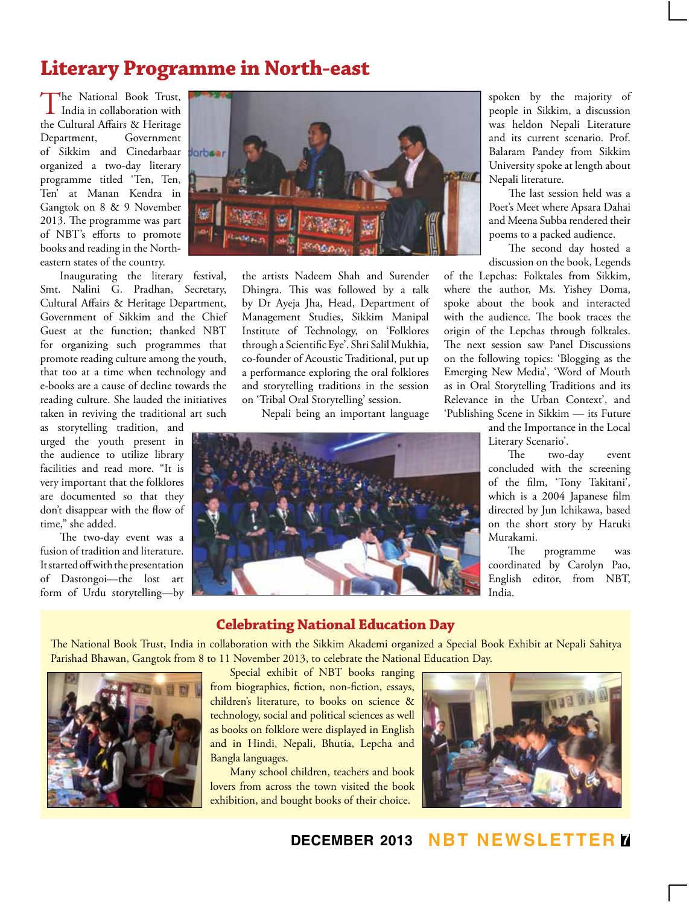# Literary Programme in North-east

The National Book Trust, India in collaboration with the Cultural Affairs & Heritage Department, Government of Sikkim and Cinedarbaar organized a two-day literary programme titled 'Ten, Ten, Ten' at Manan Kendra in Gangtok on 8 & 9 November 2013. The programme was part of NBT's efforts to promote books and reading in the North-eastern states of the country.

Inaugurating the literary festival, Smt. Nalini G. Pradhan, Secretary, Cultural Affairs & Heritage Department, Government of Sikkim and the Chief Guest at the function; thanked NBT for organizing such programmes that promote reading culture among the youth, that too at a time when technology and e-books are a cause of decline towards the reading culture. She lauded the initiatives taken in reviving the traditional art such as storytelling tradition, and urged the youth present in the audience to utilize library facilities and read more. "It is very important that the folklores are documented so that they don't disappear with the flow of time," she added.

The two-day event was a fusion of tradition and literature. It started off with the presentation of Dastongoi—the lost art form of Urdu storytelling—by the artists Nadeem Shah and Surender Dhingra. This was followed by a talk by Dr Ayeja Jha, Head, Department of Management Studies, Sikkim Manipal Institute of Technology, on 'Folklores through a Scientific Eye'. Shri Salil Mukhia, co-founder of Acoustic Traditional, put up a performance exploring the oral folklores and storytelling traditions in the session on 'Tribal Oral Storytelling' session.

Nepali being an important language spoken by the majority of people in Sikkim, a discussion was heldon Nepali Literature and its current scenario. Prof. Balaram Pandey from Sikkim University spoke at length about Nepali literature.

The last session held was a Poet's Meet where Apsara Dahai and Meena Subba rendered their poems to a packed audience.

The second day hosted a discussion on the book, Legends of the Lepchas: Folktales from Sikkim, where the author, Ms. Yishey Doma, spoke about the book and interacted with the audience. The book traces the origin of the Lepchas through folktales. The next session saw Panel Discussions on the following topics: 'Blogging as the Emerging New Media', 'Word of Mouth as in Oral Storytelling Traditions and its Relevance in the Urban Context', and 'Publishing Scene in Sikkim — its Future and the Importance in the Local Literary Scenario'.

The two-day event concluded with the screening of the film, 'Tony Takitani', which is a 2004 Japanese film directed by Jun Ichikawa, based on the short story by Haruki Murakami.

The programme was coordinated by Carolyn Pao, English editor, from NBT, India.

## Celebrating National Education Day

The National Book Trust, India in collaboration with the Sikkim Akademi organized a Special Book Exhibit at Nepali Sahitya Parishad Bhawan, Gangtok from 8 to 11 November 2013, to celebrate the National Education Day.

Special exhibit of NBT books ranging from biographies, fiction, non-fiction, essays, children's literature, to books on science & technology, social and political sciences as well as books on folklore were displayed in English and in Hindi, Nepali, Bhutia, Lepcha and Bangla languages.

Many school children, teachers and book lovers from across the town visited the book exhibition, and bought books of their choice.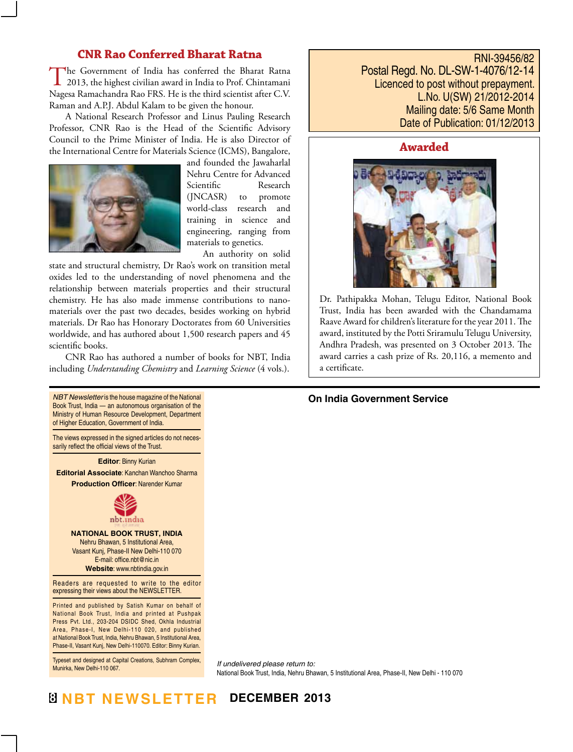## CNR Rao Conferred Bharat Ratna

The Government of India has conferred the Bharat Ratna 2013, the highest civilian award in India to Prof. Chintamani Nagesa Ramachandra Rao FRS. He is the third scientist after C.V. Raman and A.P.J. Abdul Kalam to be given the honour.

A National Research Professor and Linus Pauling Research Professor, CNR Rao is the Head of the Scientific Advisory Council to the Prime Minister of India. He is also Director of the International Centre for Materials Science (ICMS), Bangalore, and founded the Jawaharlal Nehru Centre for Advanced Scientific Research (JNCASR) to promote world-class research and training in science and engineering, ranging from materials to genetics.

An authority on solid state and structural chemistry, Dr Rao's work on transition metal oxides led to the understanding of novel phenomena and the relationship between materials properties and their structural chemistry. He has also made immense contributions to nano-materials over the past two decades, besides working on hybrid materials. Dr Rao has Honorary Doctorates from 60 Universities worldwide, and has authored about 1,500 research papers and 45 scientific books.

CNR Rao has authored a number of books for NBT, India including *Understanding Chemistry* and *Learning Science* (4 vols.).

RNI-39456/82
Postal Regd. No. DL-SW-1-4076/12-14
Licenced to post without prepayment.
L.No. U(SW) 21/2012-2014
Mailing date: 5/6 Same Month
Date of Publication: 01/12/2013

## Awarded

Dr. Pathipakka Mohan, Telugu Editor, National Book Trust, India has been awarded with the Chandamama Raave Award for children's literature for the year 2011. The award, instituted by the Potti Sriramulu Telugu University, Andhra Pradesh, was presented on 3 October 2013. The award carries a cash prize of Rs. 20,116, a memento and a certificate.

*NBT Newsletter* is the house magazine of the National Book Trust, India — an autonomous organisation of the Ministry of Human Resource Development, Department of Higher Education, Government of India.

The views expressed in the signed articles do not necessarily reflect the official views of the Trust.

**Editor**: Binny Kurian
**Editorial Associate**: Kanchan Wanchoo Sharma
**Production Officer**: Narender Kumar

**NATIONAL BOOK TRUST, INDIA**
Nehru Bhawan, 5 Institutional Area,
Vasant Kunj, Phase-II New Delhi-110 070
E-mail: office.nbt@nic.in
**Website**: www.nbtindia.gov.in

Readers are requested to write to the editor expressing their views about the NEWSLETTER.

Printed and published by Satish Kumar on behalf of National Book Trust, India and printed at Pushpak Press Pvt. Ltd., 203-204 DSIDC Shed, Okhla Industrial Area, Phase-I, New Delhi-110 020, and published at National Book Trust, India, Nehru Bhawan, 5 Institutional Area, Phase-II, Vasant Kunj, New Delhi-110070. Editor: Binny Kurian.

Typeset and designed at Capital Creations, Subhram Complex, Munirka, New Delhi-110 067.

**On India Government Service**

*If undelivered please return to:*
National Book Trust, India, Nehru Bhawan, 5 Institutional Area, Phase-II, New Delhi - 110 070